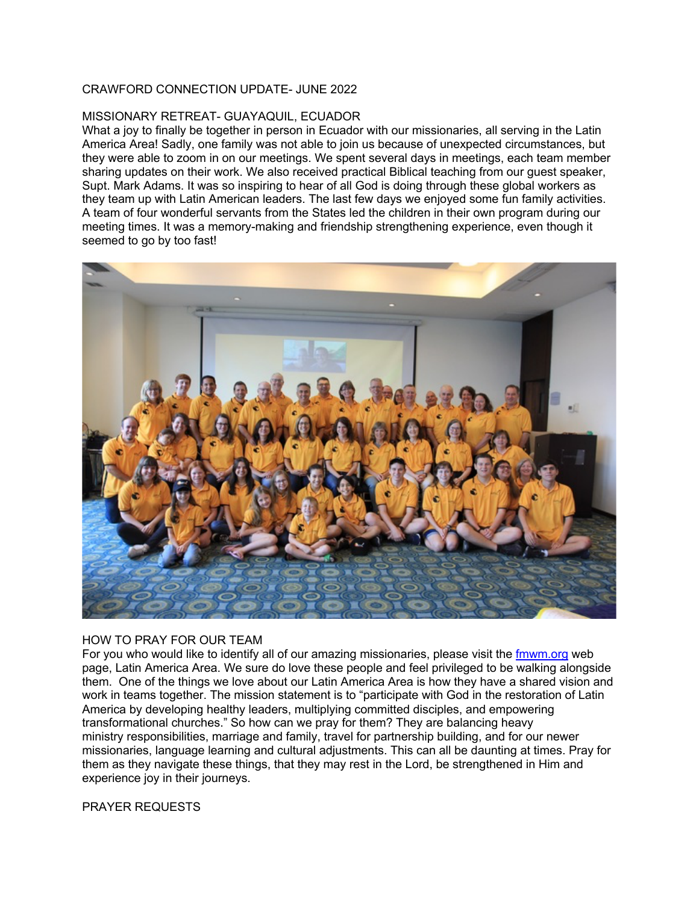CRAWFORD CONNECTION UPDATE- JUNE 2022

## MISSIONARY RETREAT- GUAYAQUIL, ECUADOR

What a joy to finally be together in person in Ecuador with our missionaries, all serving in the Latin America Area! Sadly, one family was not able to join us because of unexpected circumstances, but they were able to zoom in on our meetings. We spent several days in meetings, each team member sharing updates on their work. We also received practical Biblical teaching from our guest speaker, Supt. Mark Adams. It was so inspiring to hear of all God is doing through these global workers as they team up with Latin American leaders. The last few days we enjoyed some fun family activities. A team of four wonderful servants from the States led the children in their own program during our meeting times. It was a memory-making and friendship strengthening experience, even though it seemed to go by too fast!

## HOW TO PRAY FOR OUR TEAM

For you who would like to identify all of our amazing missionaries, please visit the [fmwm.org](fmwm.org) web page, Latin America Area. We sure do love these people and feel privileged to be walking alongside them. One of the things we love about our Latin America Area is how they have a shared vision and work in teams together. The mission statement is to "participate with God in the restoration of Latin America by developing healthy leaders, multiplying committed disciples, and empowering transformational churches." So how can we pray for them? They are balancing heavy ministry responsibilities, marriage and family, travel for partnership building, and for our newer missionaries, language learning and cultural adjustments. This can all be daunting at times. Pray for them as they navigate these things, that they may rest in the Lord, be strengthened in Him and experience joy in their journeys.

## PRAYER REQUESTS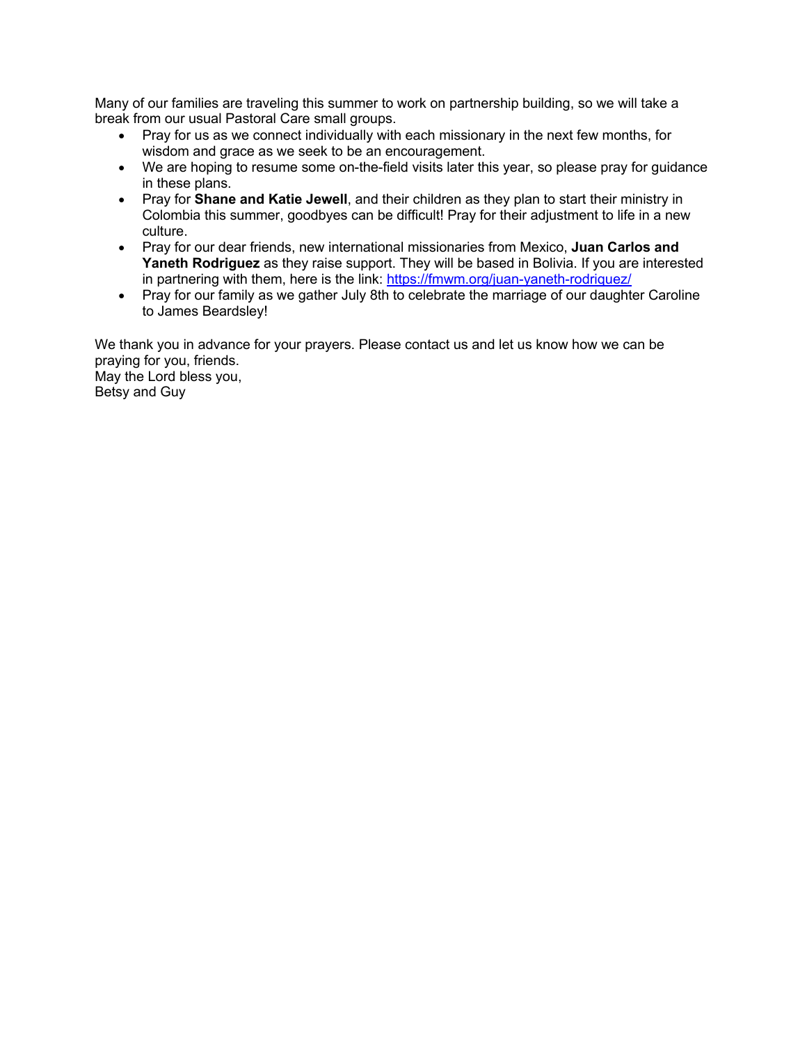Many of our families are traveling this summer to work on partnership building, so we will take a break from our usual Pastoral Care small groups.

- Pray for us as we connect individually with each missionary in the next few months, for wisdom and grace as we seek to be an encouragement.
- We are hoping to resume some on-the-field visits later this year, so please pray for guidance in these plans.
- Pray for **Shane and Katie Jewell**, and their children as they plan to start their ministry in Colombia this summer, goodbyes can be difficult! Pray for their adjustment to life in a new culture.
- Pray for our dear friends, new international missionaries from Mexico, **Juan Carlos and Yaneth Rodriguez** as they raise support. They will be based in Bolivia. If you are interested in partnering with them, here is the link: [https://fmwm.org/juan-yaneth-rodriguez/](https://fmwm.org/juan-yaneth-rodriguez/)
- Pray for our family as we gather July 8th to celebrate the marriage of our daughter Caroline to James Beardsley!

We thank you in advance for your prayers. Please contact us and let us know how we can be praying for you, friends.
May the Lord bless you,
Betsy and Guy